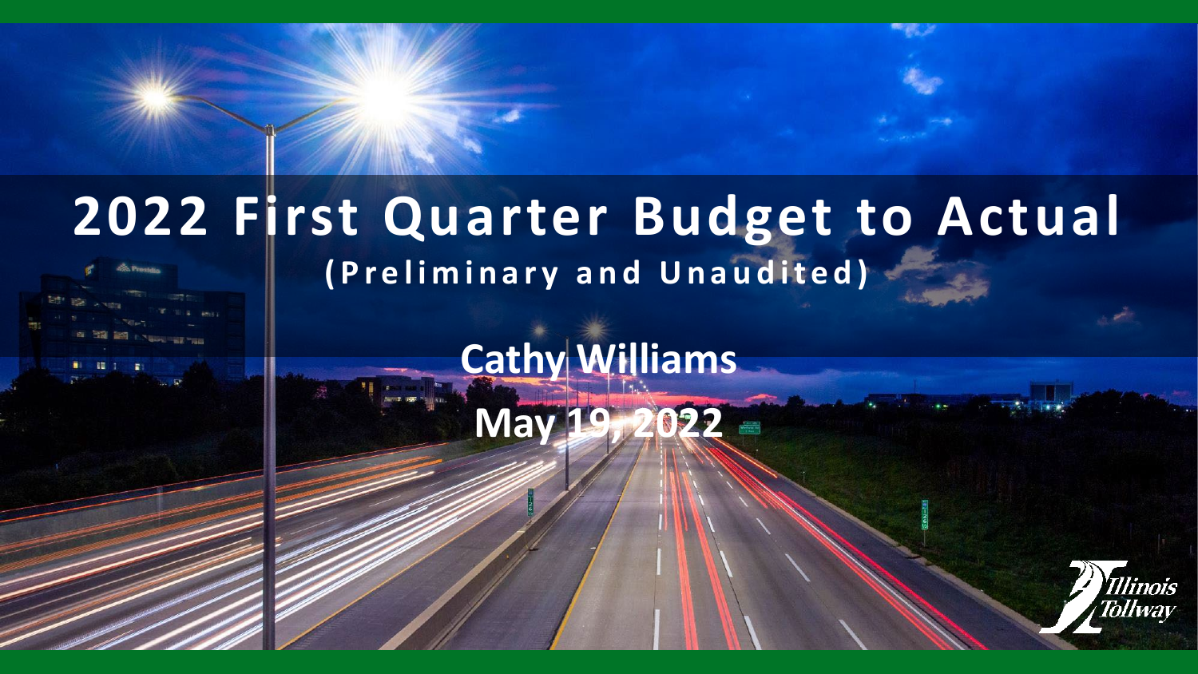# 2022 First Quarter Budget to Actual

**(Preliminary and Unaudited)**

**Cathy Williams**

**May 19, 2022**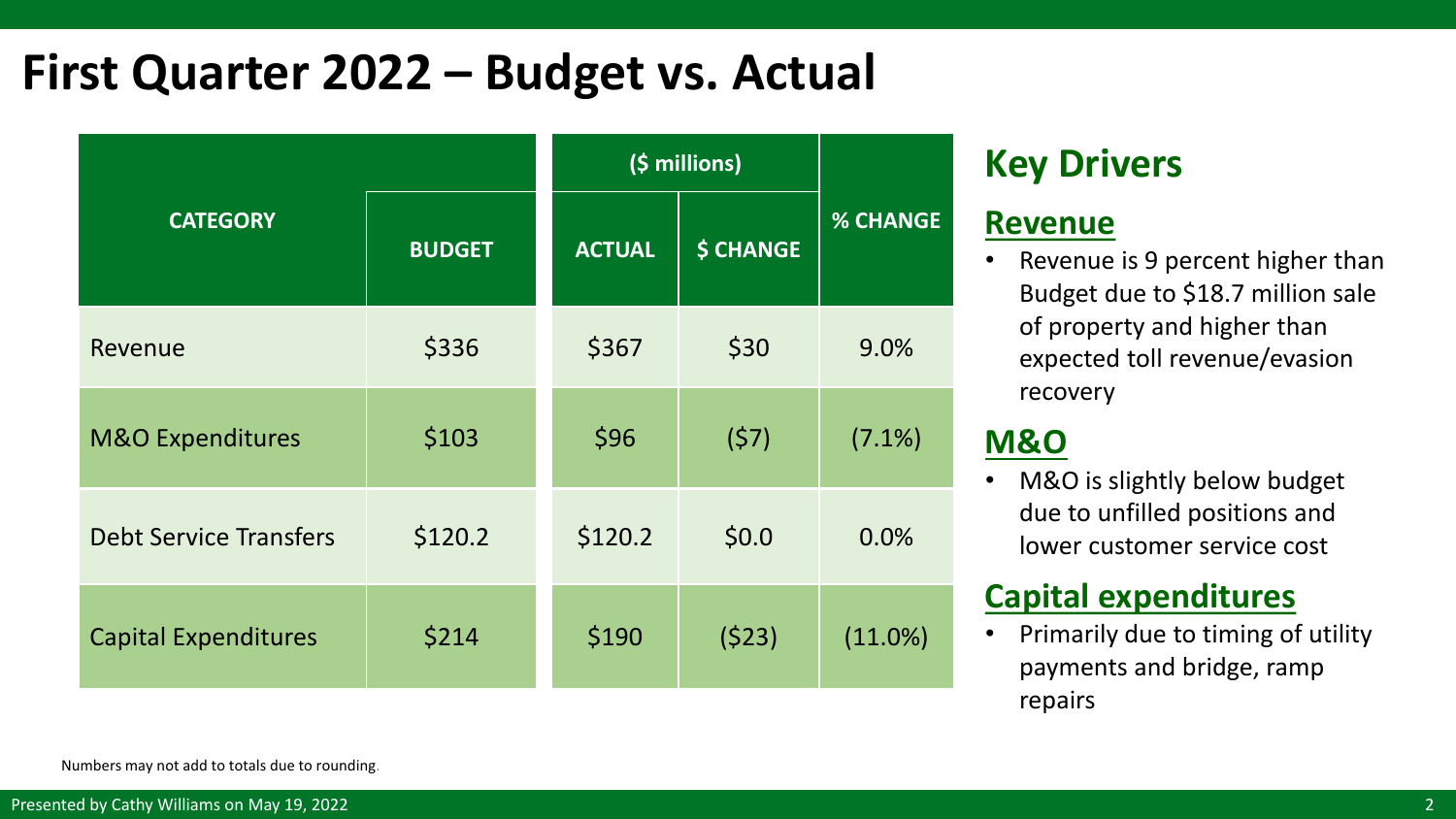# First Quarter 2022 – Budget vs. Actual

| CATEGORY | | ($ millions) | | % CHANGE |
|---|---|---|---|---|
| | BUDGET | ACTUAL | $ CHANGE | |
| Revenue | $336 | $367 | $30 | 9.0% |
| M&O Expenditures | $103 | $96 | ($7) | (7.1%) |
| Debt Service Transfers | $120.2 | $120.2 | $0.0 | 0.0% |
| Capital Expenditures | $214 | $190 | ($23) | (11.0%) |

Numbers may not add to totals due to rounding.

## Key Drivers

### Revenue

- Revenue is 9 percent higher than Budget due to $18.7 million sale of property and higher than expected toll revenue/evasion recovery

### M&O

- M&O is slightly below budget due to unfilled positions and lower customer service cost

### Capital expenditures

- Primarily due to timing of utility payments and bridge, ramp repairs

Presented by Cathy Williams on May 19, 2022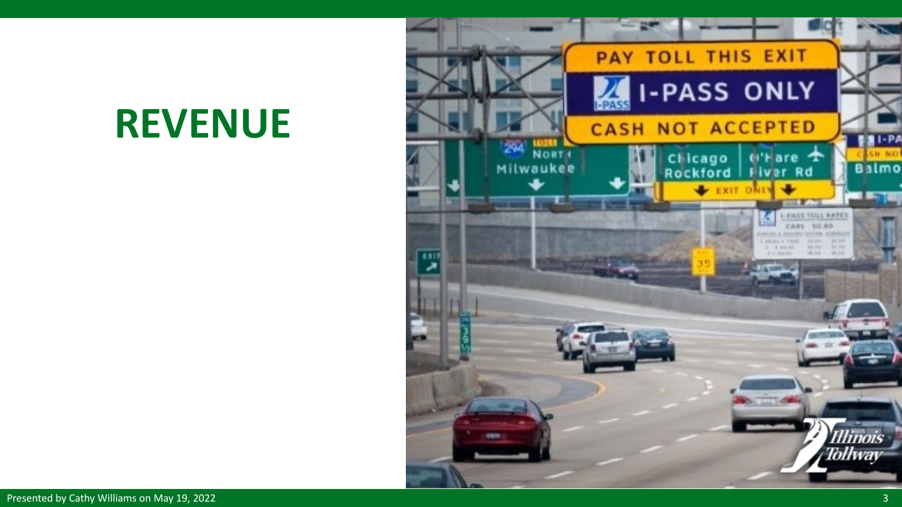# REVENUE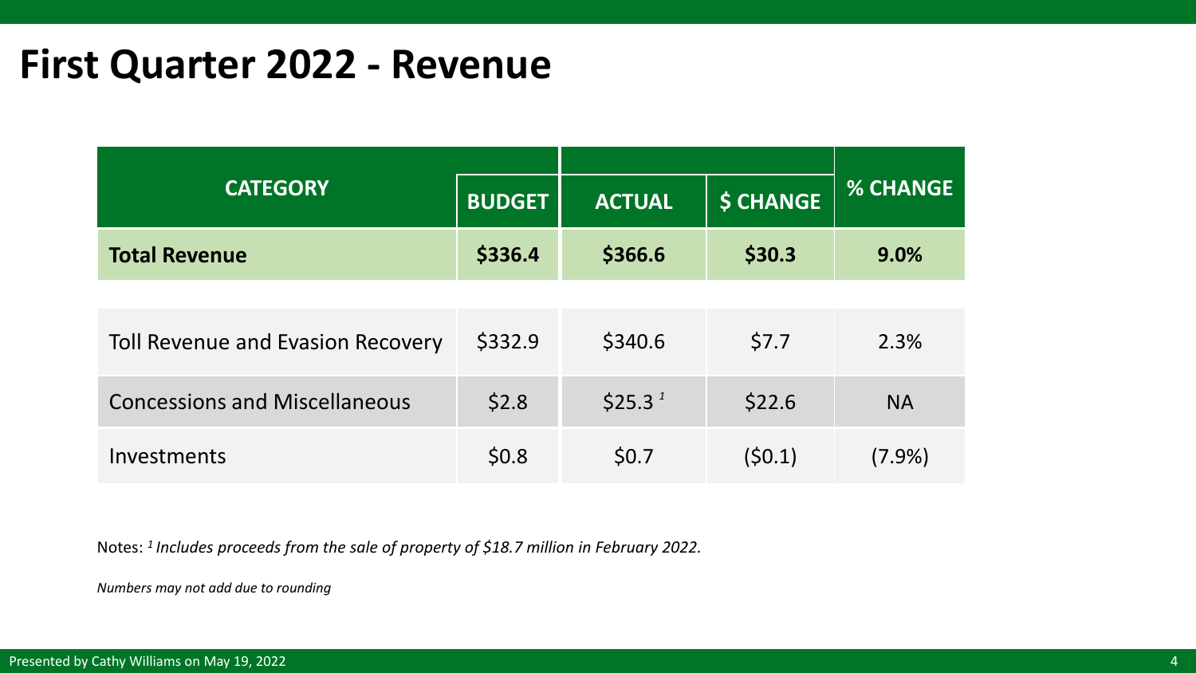# First Quarter 2022 - Revenue

| CATEGORY | BUDGET | ACTUAL | $ CHANGE | % CHANGE |
|---|---|---|---|---|
| **Total Revenue** | **$336.4** | **$366.6** | **$30.3** | **9.0%** |
| Toll Revenue and Evasion Recovery | $332.9 | $340.6 | $7.7 | 2.3% |
| Concessions and Miscellaneous | $2.8 | $25.3 [1] | $22.6 | NA |
| Investments | $0.8 | $0.7 | ($0.1) | (7.9%) |

Notes: [1] *Includes proceeds from the sale of property of $18.7 million in February 2022.*

*Numbers may not add due to rounding*

Presented by Cathy Williams on May 19, 2022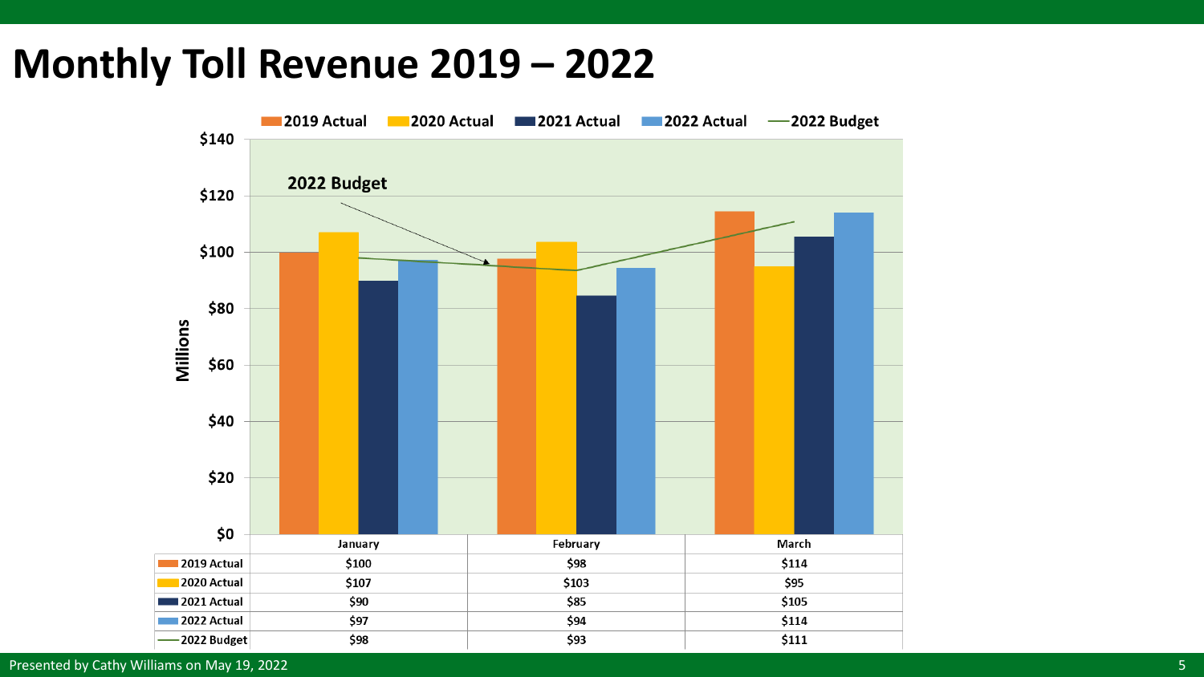# Monthly Toll Revenue 2019 – 2022

| | January | February | March |
|---|---|---|---|
| 2019 Actual | $100 | $98 | $114 |
| 2020 Actual | $107 | $103 | $95 |
| 2021 Actual | $90 | $85 | $105 |
| 2022 Actual | $97 | $94 | $114 |
| 2022 Budget | $98 | $93 | $111 |

Presented by Cathy Williams on May 19, 2022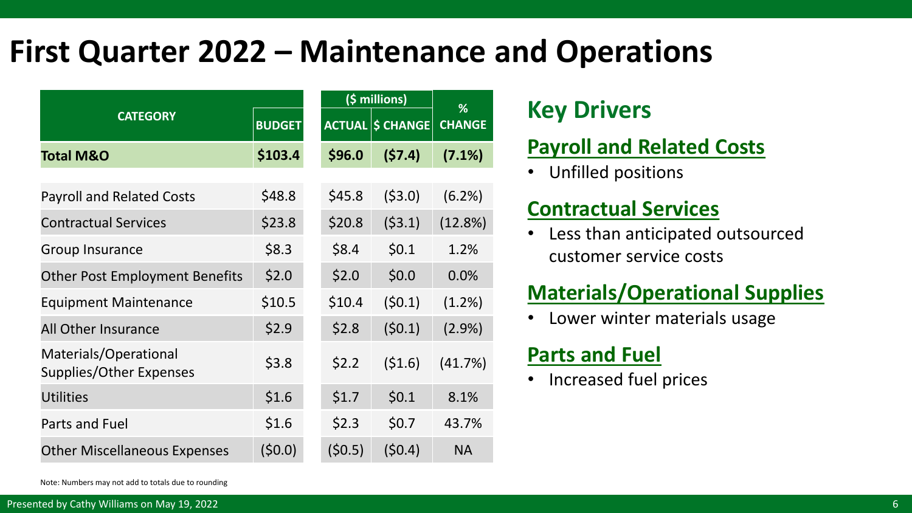# First Quarter 2022 – Maintenance and Operations

| CATEGORY | BUDGET | ($ millions) | | % CHANGE |
|---|---|---|---|---|
| | | ACTUAL | $ CHANGE | |
| **Total M&O** | **$103.4** | **$96.0** | **($7.4)** | **(7.1%)** |
| Payroll and Related Costs | $48.8 | $45.8 | ($3.0) | (6.2%) |
| Contractual Services | $23.8 | $20.8 | ($3.1) | (12.8%) |
| Group Insurance | $8.3 | $8.4 | $0.1 | 1.2% |
| Other Post Employment Benefits | $2.0 | $2.0 | $0.0 | 0.0% |
| Equipment Maintenance | $10.5 | $10.4 | ($0.1) | (1.2%) |
| All Other Insurance | $2.9 | $2.8 | ($0.1) | (2.9%) |
| Materials/Operational Supplies/Other Expenses | $3.8 | $2.2 | ($1.6) | (41.7%) |
| Utilities | $1.6 | $1.7 | $0.1 | 8.1% |
| Parts and Fuel | $1.6 | $2.3 | $0.7 | 43.7% |
| Other Miscellaneous Expenses | ($0.0) | ($0.5) | ($0.4) | NA |

Note: Numbers may not add to totals due to rounding

## Key Drivers

### Payroll and Related Costs

- Unfilled positions

### Contractual Services

- Less than anticipated outsourced customer service costs

### Materials/Operational Supplies

- Lower winter materials usage

### Parts and Fuel

- Increased fuel prices

Presented by Cathy Williams on May 19, 2022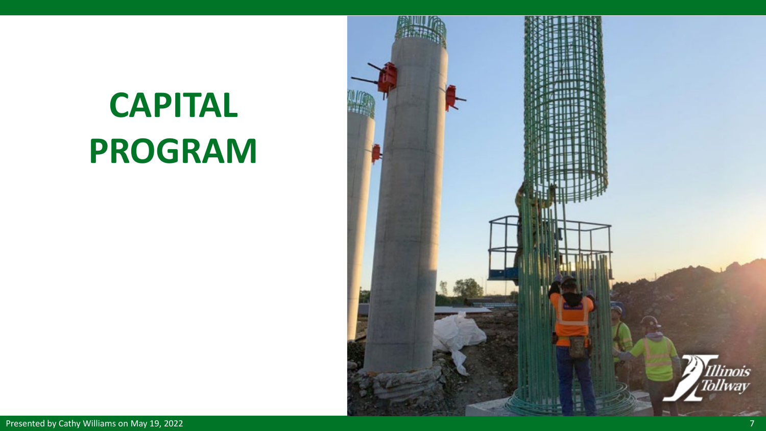# CAPITAL PROGRAM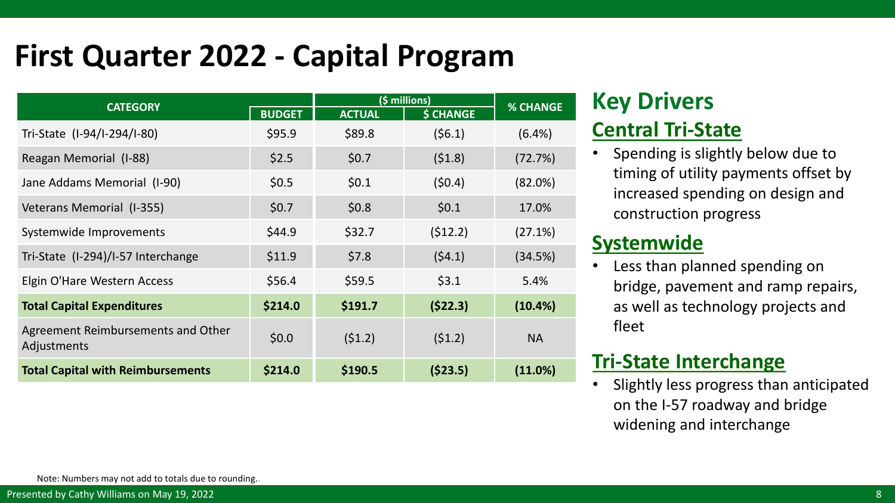# First Quarter 2022 - Capital Program

| CATEGORY | BUDGET | ($ millions) | | % CHANGE |
|---|---|---|---|---|
| | | ACTUAL | $ CHANGE | |
| Tri-State (I-94/I-294/I-80) | $95.9 | $89.8 | ($6.1) | (6.4%) |
| Reagan Memorial (I-88) | $2.5 | $0.7 | ($1.8) | (72.7%) |
| Jane Addams Memorial (I-90) | $0.5 | $0.1 | ($0.4) | (82.0%) |
| Veterans Memorial (I-355) | $0.7 | $0.8 | $0.1 | 17.0% |
| Systemwide Improvements | $44.9 | $32.7 | ($12.2) | (27.1%) |
| Tri-State (I-294)/I-57 Interchange | $11.9 | $7.8 | ($4.1) | (34.5%) |
| Elgin O'Hare Western Access | $56.4 | $59.5 | $3.1 | 5.4% |
| **Total Capital Expenditures** | **$214.0** | **$191.7** | **($22.3)** | **(10.4%)** |
| Agreement Reimbursements and Other Adjustments | $0.0 | ($1.2) | ($1.2) | NA |
| **Total Capital with Reimbursements** | **$214.0** | **$190.5** | **($23.5)** | **(11.0%)** |

Note: Numbers may not add to totals due to rounding..

## Key Drivers

### Central Tri-State

- Spending is slightly below due to timing of utility payments offset by increased spending on design and construction progress

### Systemwide

- Less than planned spending on bridge, pavement and ramp repairs, as well as technology projects and fleet

### Tri-State Interchange

- Slightly less progress than anticipated on the I-57 roadway and bridge widening and interchange

Presented by Cathy Williams on May 19, 2022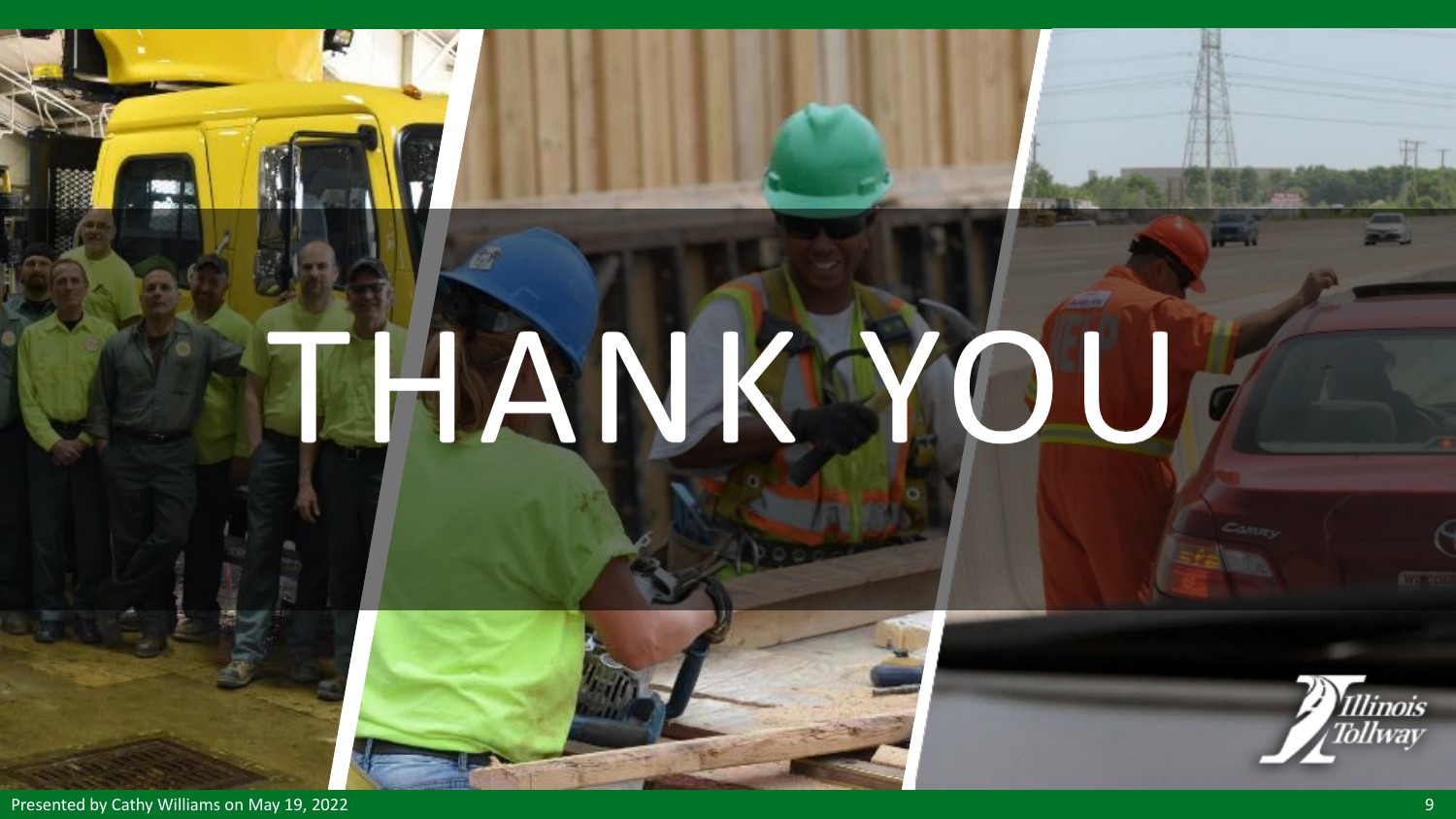# THANK YOU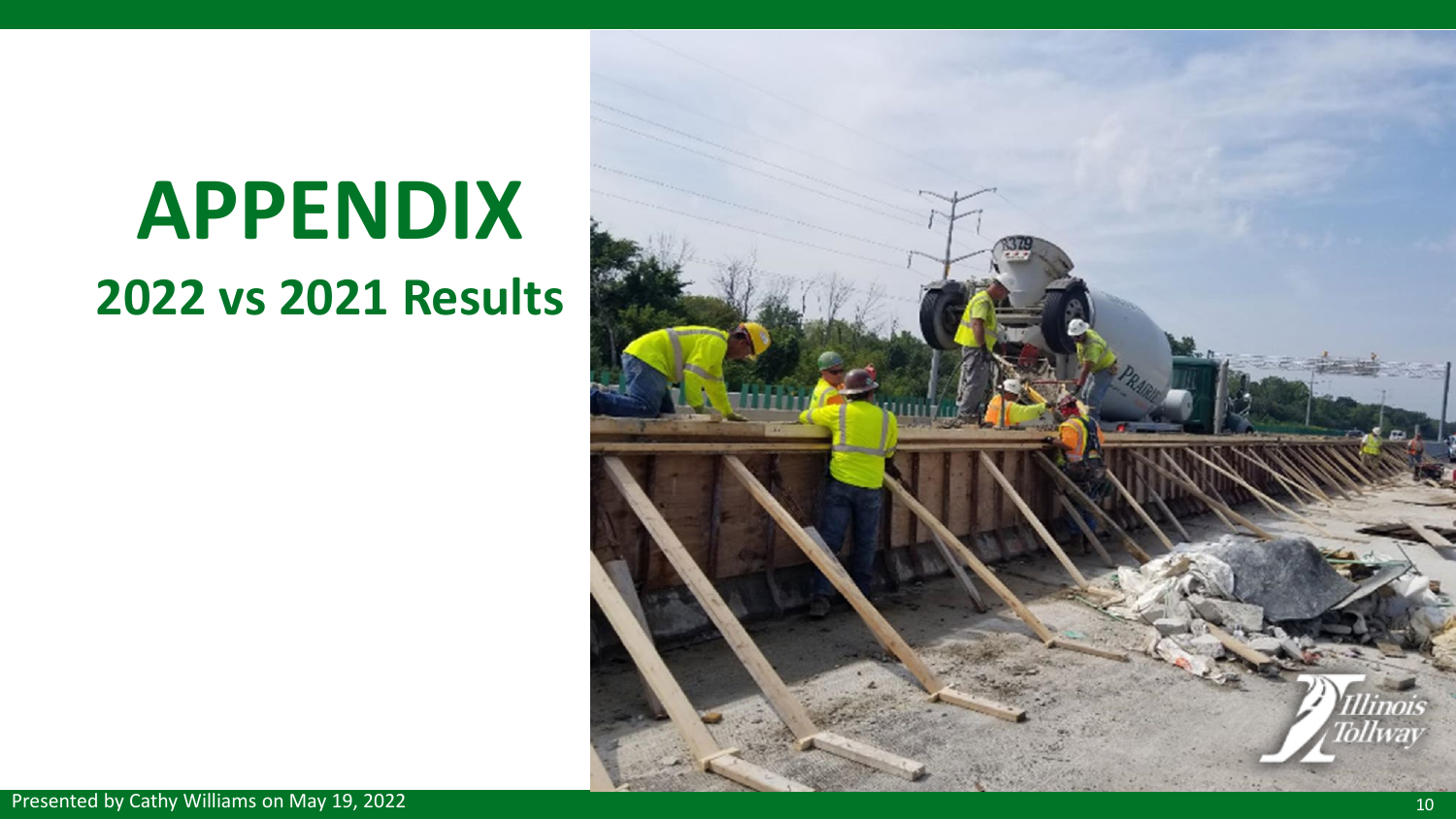# APPENDIX

## 2022 vs 2021 Results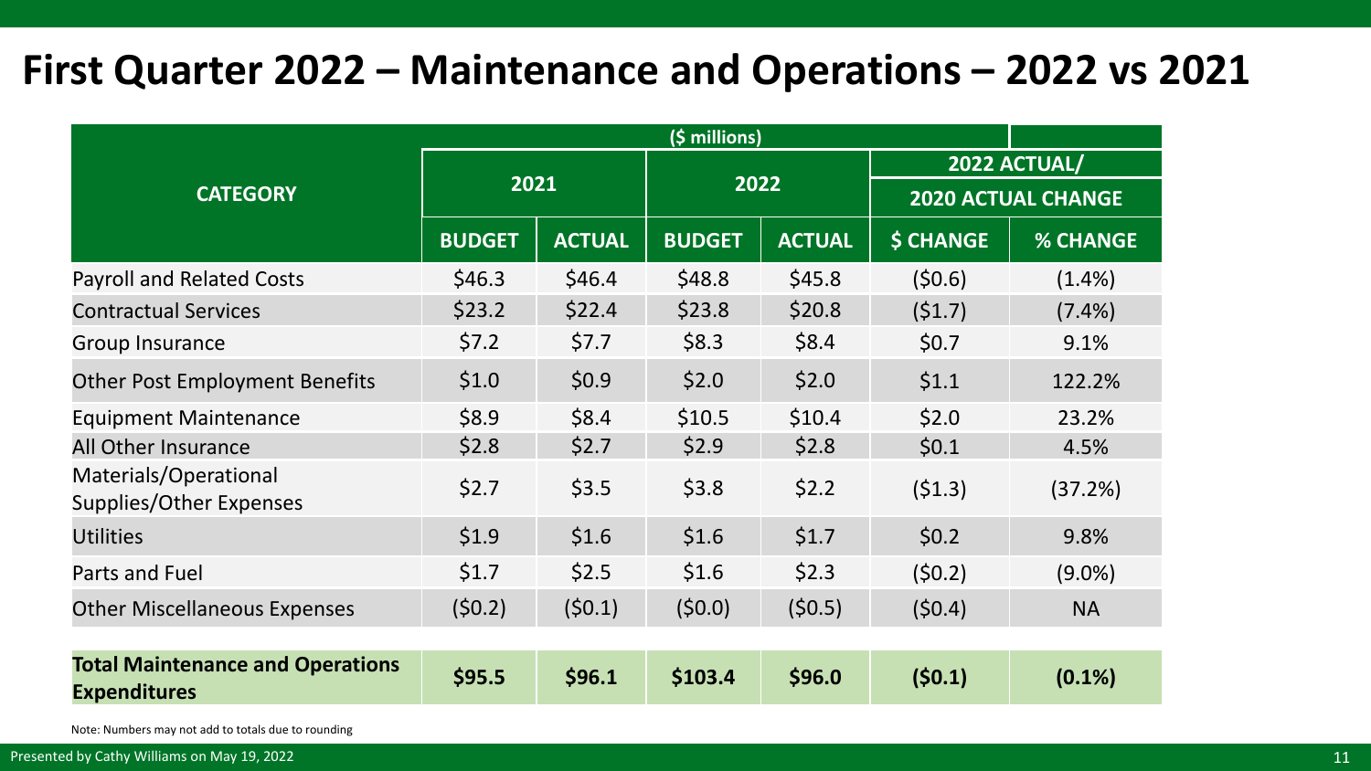# First Quarter 2022 – Maintenance and Operations – 2022 vs 2021

| CATEGORY | ($ millions) | | | | | |
|---|---|---|---|---|---|---|
| | 2021 | | 2022 | | 2022 ACTUAL/ 2020 ACTUAL CHANGE | |
| | BUDGET | ACTUAL | BUDGET | ACTUAL | $ CHANGE | % CHANGE |
| Payroll and Related Costs | $46.3 | $46.4 | $48.8 | $45.8 | ($0.6) | (1.4%) |
| Contractual Services | $23.2 | $22.4 | $23.8 | $20.8 | ($1.7) | (7.4%) |
| Group Insurance | $7.2 | $7.7 | $8.3 | $8.4 | $0.7 | 9.1% |
| Other Post Employment Benefits | $1.0 | $0.9 | $2.0 | $2.0 | $1.1 | 122.2% |
| Equipment Maintenance | $8.9 | $8.4 | $10.5 | $10.4 | $2.0 | 23.2% |
| All Other Insurance | $2.8 | $2.7 | $2.9 | $2.8 | $0.1 | 4.5% |
| Materials/Operational Supplies/Other Expenses | $2.7 | $3.5 | $3.8 | $2.2 | ($1.3) | (37.2%) |
| Utilities | $1.9 | $1.6 | $1.6 | $1.7 | $0.2 | 9.8% |
| Parts and Fuel | $1.7 | $2.5 | $1.6 | $2.3 | ($0.2) | (9.0%) |
| Other Miscellaneous Expenses | ($0.2) | ($0.1) | ($0.0) | ($0.5) | ($0.4) | NA |
| **Total Maintenance and Operations Expenditures** | **$95.5** | **$96.1** | **$103.4** | **$96.0** | **($0.1)** | **(0.1%)** |

Note: Numbers may not add to totals due to rounding

Presented by Cathy Williams on May 19, 2022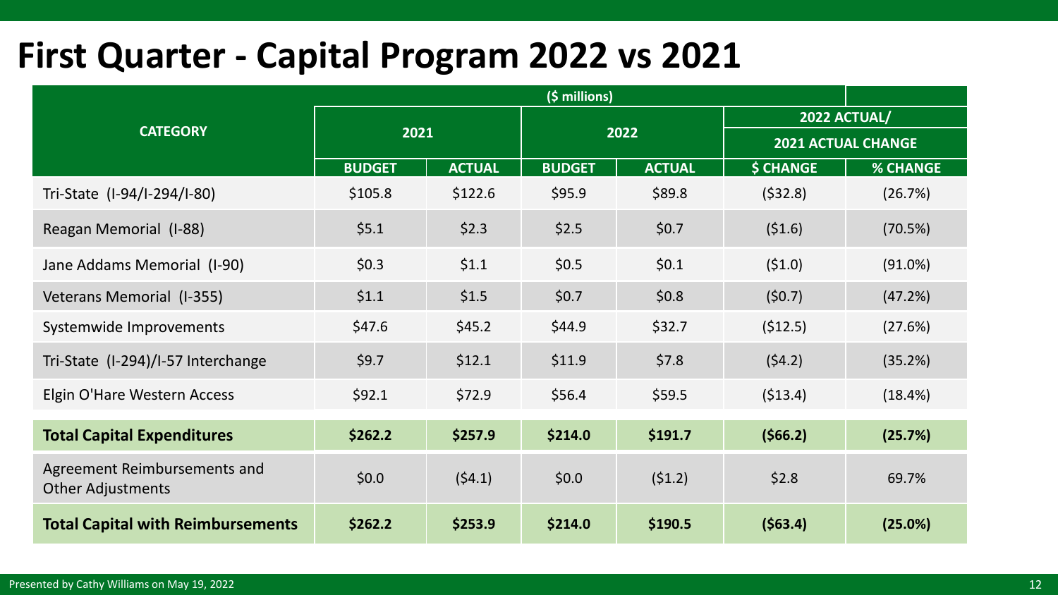# First Quarter - Capital Program 2022 vs 2021

| CATEGORY | ($ millions) | | | | | |
|---|---|---|---|---|---|---|
| | 2021 | | 2022 | | 2022 ACTUAL/ 2021 ACTUAL CHANGE | |
| | BUDGET | ACTUAL | BUDGET | ACTUAL | $ CHANGE | % CHANGE |
| Tri-State (I-94/I-294/I-80) | $105.8 | $122.6 | $95.9 | $89.8 | ($32.8) | (26.7%) |
| Reagan Memorial (I-88) | $5.1 | $2.3 | $2.5 | $0.7 | ($1.6) | (70.5%) |
| Jane Addams Memorial (I-90) | $0.3 | $1.1 | $0.5 | $0.1 | ($1.0) | (91.0%) |
| Veterans Memorial (I-355) | $1.1 | $1.5 | $0.7 | $0.8 | ($0.7) | (47.2%) |
| Systemwide Improvements | $47.6 | $45.2 | $44.9 | $32.7 | ($12.5) | (27.6%) |
| Tri-State (I-294)/I-57 Interchange | $9.7 | $12.1 | $11.9 | $7.8 | ($4.2) | (35.2%) |
| Elgin O'Hare Western Access | $92.1 | $72.9 | $56.4 | $59.5 | ($13.4) | (18.4%) |
| **Total Capital Expenditures** | **$262.2** | **$257.9** | **$214.0** | **$191.7** | **($66.2)** | **(25.7%)** |
| Agreement Reimbursements and Other Adjustments | $0.0 | ($4.1) | $0.0 | ($1.2) | $2.8 | 69.7% |
| **Total Capital with Reimbursements** | **$262.2** | **$253.9** | **$214.0** | **$190.5** | **($63.4)** | **(25.0%)** |

Presented by Cathy Williams on May 19, 2022